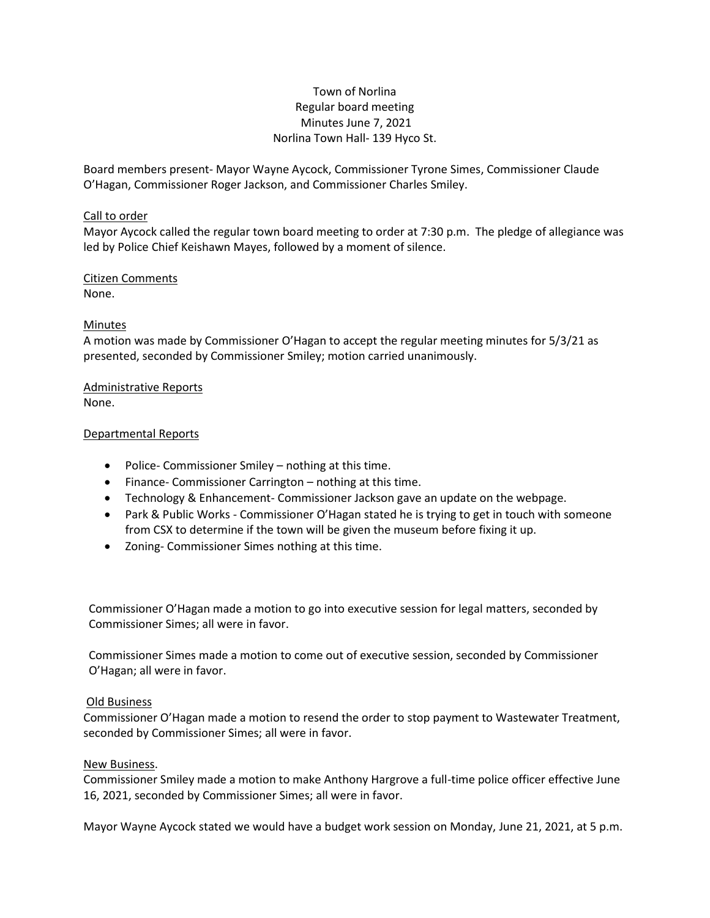Town of Norlina
Regular board meeting
Minutes June 7, 2021
Norlina Town Hall- 139 Hyco St.

Board members present- Mayor Wayne Aycock, Commissioner Tyrone Simes, Commissioner Claude O'Hagan, Commissioner Roger Jackson, and Commissioner Charles Smiley.

Call to order

Mayor Aycock called the regular town board meeting to order at 7:30 p.m. The pledge of allegiance was led by Police Chief Keishawn Mayes, followed by a moment of silence.

Citizen Comments

None.

Minutes

A motion was made by Commissioner O'Hagan to accept the regular meeting minutes for 5/3/21 as presented, seconded by Commissioner Smiley; motion carried unanimously.

Administrative Reports

None.

Departmental Reports

- Police- Commissioner Smiley – nothing at this time.
- Finance- Commissioner Carrington – nothing at this time.
- Technology & Enhancement- Commissioner Jackson gave an update on the webpage.
- Park & Public Works - Commissioner O'Hagan stated he is trying to get in touch with someone from CSX to determine if the town will be given the museum before fixing it up.
- Zoning- Commissioner Simes nothing at this time.

Commissioner O'Hagan made a motion to go into executive session for legal matters, seconded by Commissioner Simes; all were in favor.

Commissioner Simes made a motion to come out of executive session, seconded by Commissioner O'Hagan; all were in favor.

Old Business

Commissioner O'Hagan made a motion to resend the order to stop payment to Wastewater Treatment, seconded by Commissioner Simes; all were in favor.

New Business.

Commissioner Smiley made a motion to make Anthony Hargrove a full-time police officer effective June 16, 2021, seconded by Commissioner Simes; all were in favor.

Mayor Wayne Aycock stated we would have a budget work session on Monday, June 21, 2021, at 5 p.m.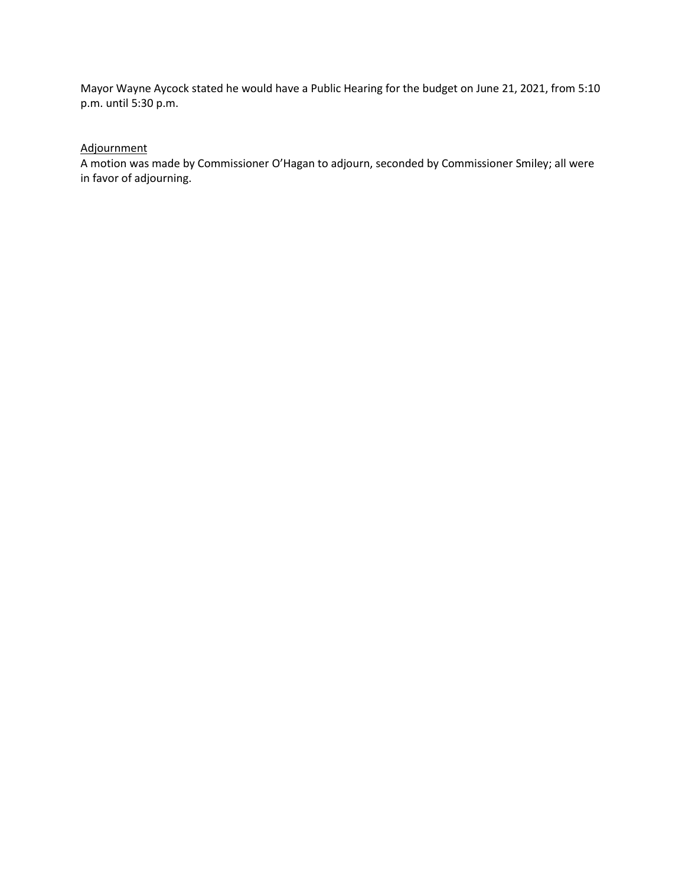Mayor Wayne Aycock stated he would have a Public Hearing for the budget on June 21, 2021, from 5:10 p.m. until 5:30 p.m.

<u>Adjournment</u>

A motion was made by Commissioner O'Hagan to adjourn, seconded by Commissioner Smiley; all were in favor of adjourning.